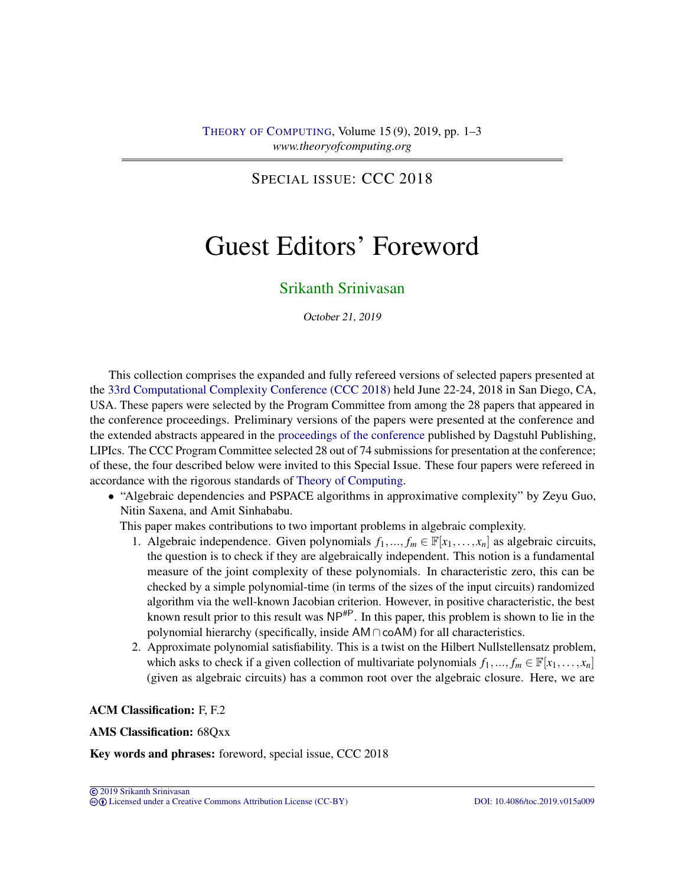SPECIAL ISSUE: CCC 2018

# Guest Editors' Foreword

Srikanth Srinivasan

*October 21, 2019*

This collection comprises the expanded and fully refereed versions of selected papers presented at the 33rd Computational Complexity Conference (CCC 2018) held June 22-24, 2018 in San Diego, CA, USA. These papers were selected by the Program Committee from among the 28 papers that appeared in the conference proceedings. Preliminary versions of the papers were presented at the conference and the extended abstracts appeared in the proceedings of the conference published by Dagstuhl Publishing, LIPIcs. The CCC Program Committee selected 28 out of 74 submissions for presentation at the conference; of these, the four described below were invited to this Special Issue. These four papers were refereed in accordance with the rigorous standards of Theory of Computing.

- "Algebraic dependencies and PSPACE algorithms in approximative complexity" by Zeyu Guo, Nitin Saxena, and Amit Sinhababu.

  This paper makes contributions to two important problems in algebraic complexity.

  1. Algebraic independence. Given polynomials $f_1, ..., f_m \in \mathbb{F}[x_1, \ldots, x_n]$ as algebraic circuits, the question is to check if they are algebraically independent. This notion is a fundamental measure of the joint complexity of these polynomials. In characteristic zero, this can be checked by a simple polynomial-time (in terms of the sizes of the input circuits) randomized algorithm via the well-known Jacobian criterion. However, in positive characteristic, the best known result prior to this result was $\mathsf{NP}^{\#\mathsf{P}}$. In this paper, this problem is shown to lie in the polynomial hierarchy (specifically, inside $\mathsf{AM} \cap \mathsf{coAM}$) for all characteristics.
  2. Approximate polynomial satisfiability. This is a twist on the Hilbert Nullstellensatz problem, which asks to check if a given collection of multivariate polynomials $f_1, ..., f_m \in \mathbb{F}[x_1, \ldots, x_n]$ (given as algebraic circuits) has a common root over the algebraic closure. Here, we are

**ACM Classification:** F, F.2

**AMS Classification:** 68Qxx

**Key words and phrases:** foreword, special issue, CCC 2018

© 2019 Srikanth Srinivasan
Licensed under a Creative Commons Attribution License (CC-BY) DOI: 10.4086/toc.2019.v015a009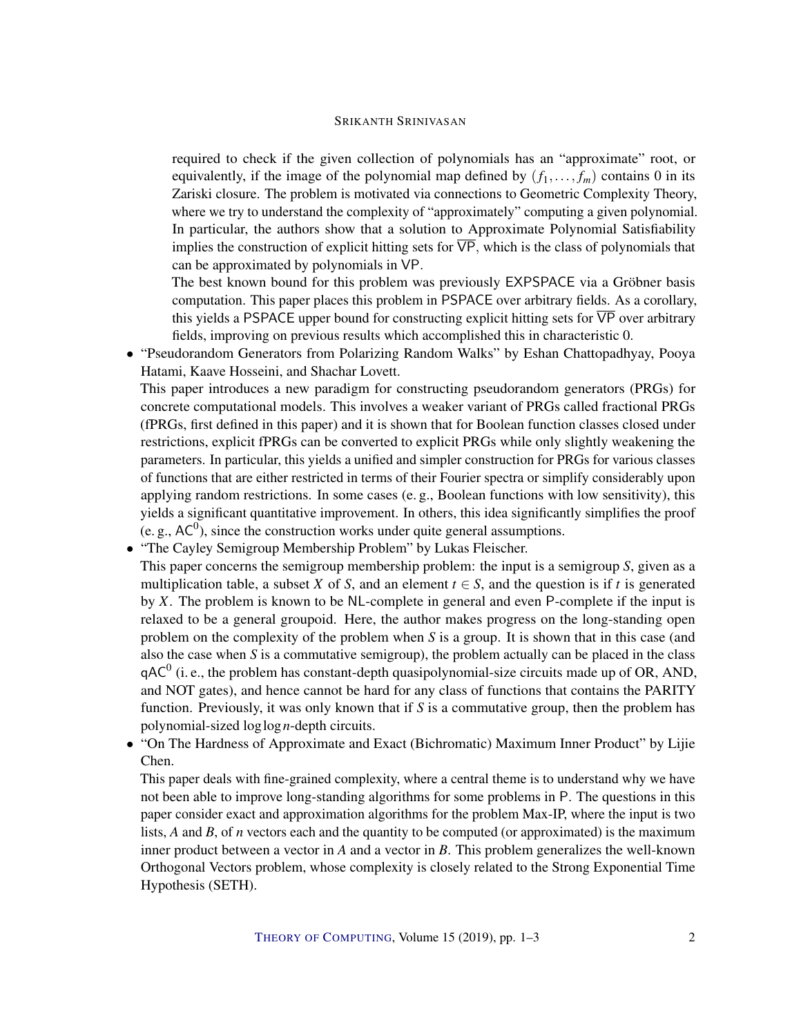required to check if the given collection of polynomials has an "approximate" root, or equivalently, if the image of the polynomial map defined by $(f_1, \dots, f_m)$ contains 0 in its Zariski closure. The problem is motivated via connections to Geometric Complexity Theory, where we try to understand the complexity of "approximately" computing a given polynomial. In particular, the authors show that a solution to Approximate Polynomial Satisfiability implies the construction of explicit hitting sets for $\overline{\mathsf{VP}}$, which is the class of polynomials that can be approximated by polynomials in $\mathsf{VP}$.

The best known bound for this problem was previously $\mathsf{EXPSPACE}$ via a Gröbner basis computation. This paper places this problem in $\mathsf{PSPACE}$ over arbitrary fields. As a corollary, this yields a $\mathsf{PSPACE}$ upper bound for constructing explicit hitting sets for $\overline{\mathsf{VP}}$ over arbitrary fields, improving on previous results which accomplished this in characteristic 0.

- "Pseudorandom Generators from Polarizing Random Walks" by Eshan Chattopadhyay, Pooya Hatami, Kaave Hosseini, and Shachar Lovett.

  This paper introduces a new paradigm for constructing pseudorandom generators (PRGs) for concrete computational models. This involves a weaker variant of PRGs called fractional PRGs (fPRGs, first defined in this paper) and it is shown that for Boolean function classes closed under restrictions, explicit fPRGs can be converted to explicit PRGs while only slightly weakening the parameters. In particular, this yields a unified and simpler construction for PRGs for various classes of functions that are either restricted in terms of their Fourier spectra or simplify considerably upon applying random restrictions. In some cases (e. g., Boolean functions with low sensitivity), this yields a significant quantitative improvement. In others, this idea significantly simplifies the proof (e. g., $\mathsf{AC}^0$), since the construction works under quite general assumptions.

- "The Cayley Semigroup Membership Problem" by Lukas Fleischer.

  This paper concerns the semigroup membership problem: the input is a semigroup $S$, given as a multiplication table, a subset $X$ of $S$, and an element $t \in S$, and the question is if $t$ is generated by $X$. The problem is known to be $\mathsf{NL}$-complete in general and even $\mathsf{P}$-complete if the input is relaxed to be a general groupoid. Here, the author makes progress on the long-standing open problem on the complexity of the problem when $S$ is a group. It is shown that in this case (and also the case when $S$ is a commutative semigroup), the problem actually can be placed in the class $\mathsf{qAC}^0$ (i. e., the problem has constant-depth quasipolynomial-size circuits made up of OR, AND, and NOT gates), and hence cannot be hard for any class of functions that contains the PARITY function. Previously, it was only known that if $S$ is a commutative group, then the problem has polynomial-sized $\log \log n$-depth circuits.

- "On The Hardness of Approximate and Exact (Bichromatic) Maximum Inner Product" by Lijie Chen.

  This paper deals with fine-grained complexity, where a central theme is to understand why we have not been able to improve long-standing algorithms for some problems in $\mathsf{P}$. The questions in this paper consider exact and approximation algorithms for the problem Max-IP, where the input is two lists, $A$ and $B$, of $n$ vectors each and the quantity to be computed (or approximated) is the maximum inner product between a vector in $A$ and a vector in $B$. This problem generalizes the well-known Orthogonal Vectors problem, whose complexity is closely related to the Strong Exponential Time Hypothesis (SETH).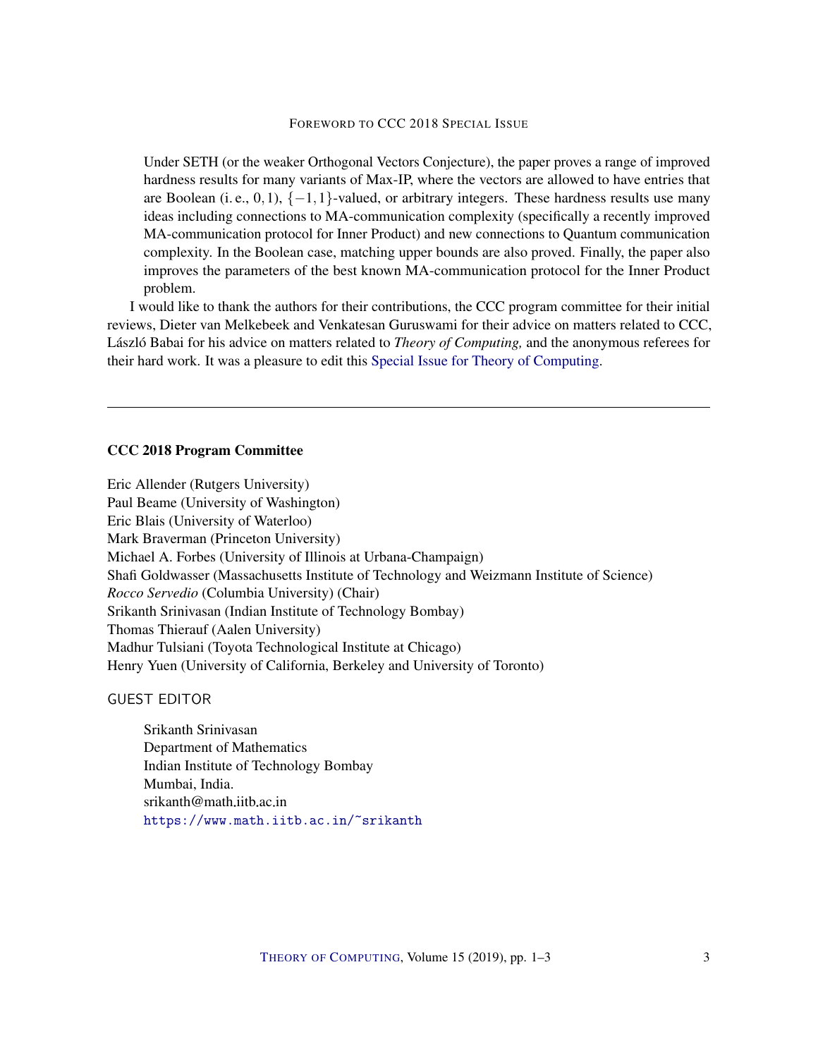Under SETH (or the weaker Orthogonal Vectors Conjecture), the paper proves a range of improved hardness results for many variants of Max-IP, where the vectors are allowed to have entries that are Boolean (i. e., $0,1$), $\{-1,1\}$-valued, or arbitrary integers. These hardness results use many ideas including connections to MA-communication complexity (specifically a recently improved MA-communication protocol for Inner Product) and new connections to Quantum communication complexity. In the Boolean case, matching upper bounds are also proved. Finally, the paper also improves the parameters of the best known MA-communication protocol for the Inner Product problem.

I would like to thank the authors for their contributions, the CCC program committee for their initial reviews, Dieter van Melkebeek and Venkatesan Guruswami for their advice on matters related to CCC, László Babai for his advice on matters related to *Theory of Computing,* and the anonymous referees for their hard work. It was a pleasure to edit this Special Issue for Theory of Computing.

---

## CCC 2018 Program Committee

Eric Allender (Rutgers University)
Paul Beame (University of Washington)
Eric Blais (University of Waterloo)
Mark Braverman (Princeton University)
Michael A. Forbes (University of Illinois at Urbana-Champaign)
Shafi Goldwasser (Massachusetts Institute of Technology and Weizmann Institute of Science)
*Rocco Servedio* (Columbia University) (Chair)
Srikanth Srinivasan (Indian Institute of Technology Bombay)
Thomas Thierauf (Aalen University)
Madhur Tulsiani (Toyota Technological Institute at Chicago)
Henry Yuen (University of California, Berkeley and University of Toronto)

### GUEST EDITOR

Srikanth Srinivasan
Department of Mathematics
Indian Institute of Technology Bombay
Mumbai, India.
srikanth@math.iitb.ac.in
https://www.math.iitb.ac.in/~srikanth